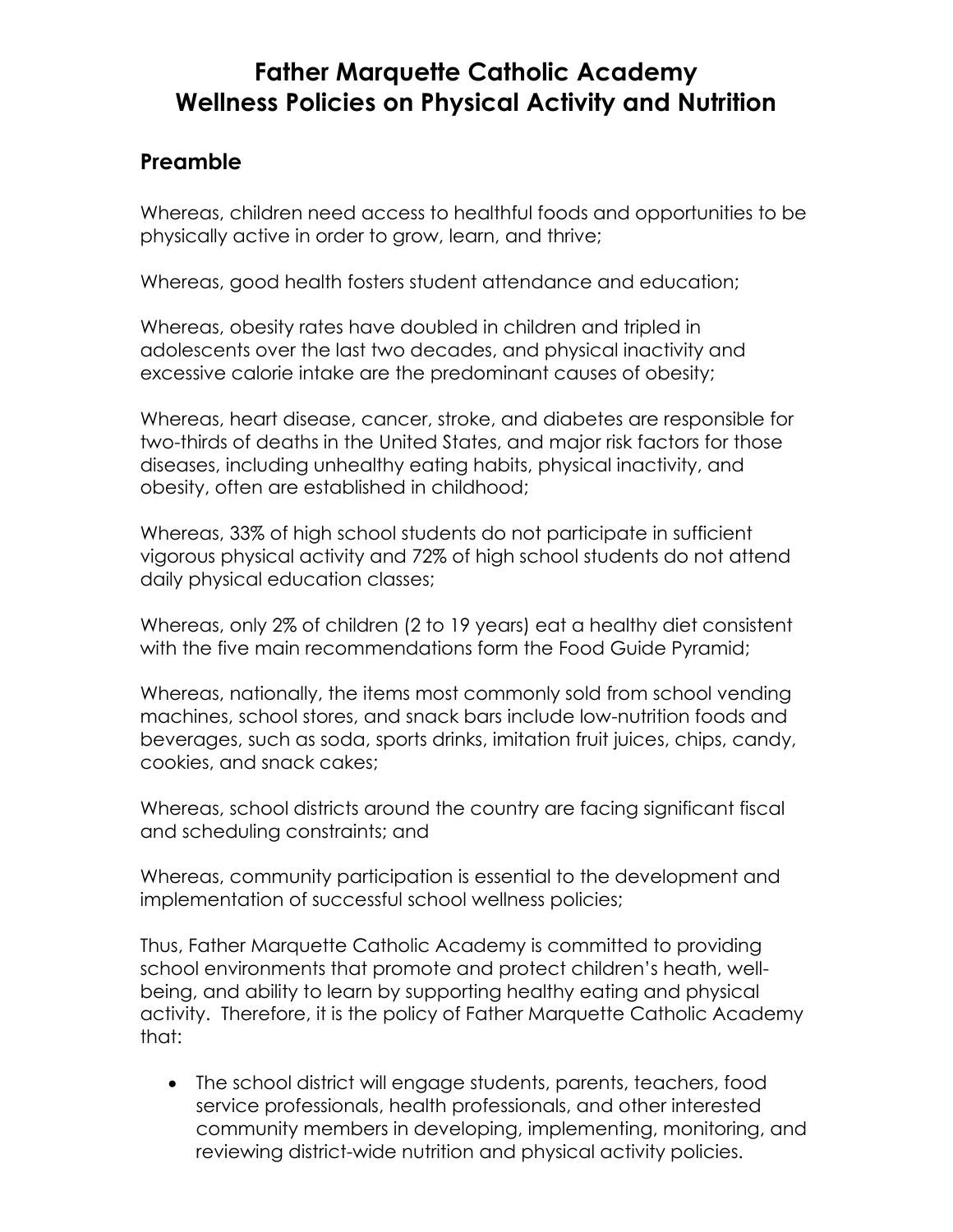# Father Marquette Catholic Academy
# Wellness Policies on Physical Activity and Nutrition

## Preamble

Whereas, children need access to healthful foods and opportunities to be physically active in order to grow, learn, and thrive;

Whereas, good health fosters student attendance and education;

Whereas, obesity rates have doubled in children and tripled in adolescents over the last two decades, and physical inactivity and excessive calorie intake are the predominant causes of obesity;

Whereas, heart disease, cancer, stroke, and diabetes are responsible for two-thirds of deaths in the United States, and major risk factors for those diseases, including unhealthy eating habits, physical inactivity, and obesity, often are established in childhood;

Whereas, 33% of high school students do not participate in sufficient vigorous physical activity and 72% of high school students do not attend daily physical education classes;

Whereas, only 2% of children (2 to 19 years) eat a healthy diet consistent with the five main recommendations form the Food Guide Pyramid;

Whereas, nationally, the items most commonly sold from school vending machines, school stores, and snack bars include low-nutrition foods and beverages, such as soda, sports drinks, imitation fruit juices, chips, candy, cookies, and snack cakes;

Whereas, school districts around the country are facing significant fiscal and scheduling constraints; and

Whereas, community participation is essential to the development and implementation of successful school wellness policies;

Thus, Father Marquette Catholic Academy is committed to providing school environments that promote and protect children's heath, well-being, and ability to learn by supporting healthy eating and physical activity. Therefore, it is the policy of Father Marquette Catholic Academy that:

- The school district will engage students, parents, teachers, food service professionals, health professionals, and other interested community members in developing, implementing, monitoring, and reviewing district-wide nutrition and physical activity policies.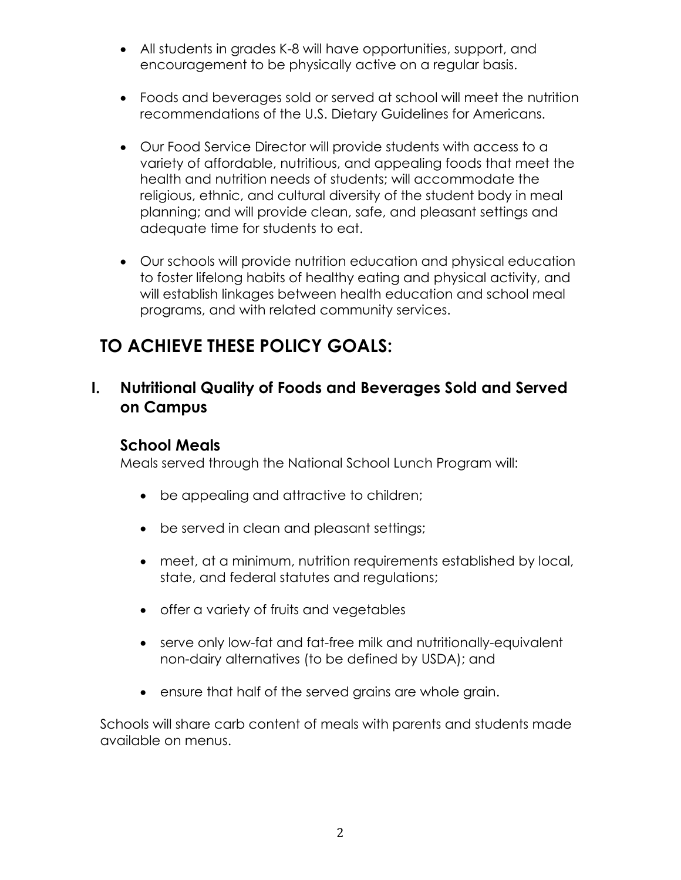- All students in grades K-8 will have opportunities, support, and encouragement to be physically active on a regular basis.

- Foods and beverages sold or served at school will meet the nutrition recommendations of the U.S. Dietary Guidelines for Americans.

- Our Food Service Director will provide students with access to a variety of affordable, nutritious, and appealing foods that meet the health and nutrition needs of students; will accommodate the religious, ethnic, and cultural diversity of the student body in meal planning; and will provide clean, safe, and pleasant settings and adequate time for students to eat.

- Our schools will provide nutrition education and physical education to foster lifelong habits of healthy eating and physical activity, and will establish linkages between health education and school meal programs, and with related community services.

# TO ACHIEVE THESE POLICY GOALS:

## I. Nutritional Quality of Foods and Beverages Sold and Served on Campus

### School Meals

Meals served through the National School Lunch Program will:

- be appealing and attractive to children;

- be served in clean and pleasant settings;

- meet, at a minimum, nutrition requirements established by local, state, and federal statutes and regulations;

- offer a variety of fruits and vegetables

- serve only low-fat and fat-free milk and nutritionally-equivalent non-dairy alternatives (to be defined by USDA); and

- ensure that half of the served grains are whole grain.

Schools will share carb content of meals with parents and students made available on menus.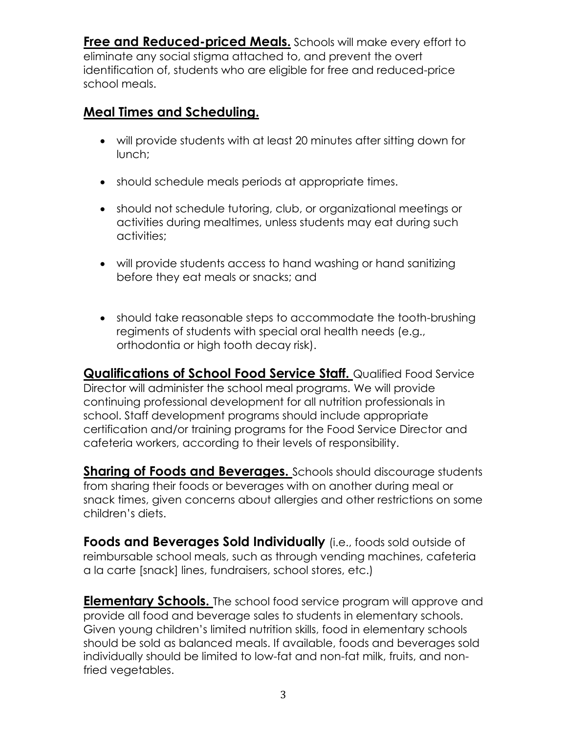**Free and Reduced-priced Meals.** Schools will make every effort to eliminate any social stigma attached to, and prevent the overt identification of, students who are eligible for free and reduced-price school meals.

## Meal Times and Scheduling.

- will provide students with at least 20 minutes after sitting down for lunch;
- should schedule meals periods at appropriate times.
- should not schedule tutoring, club, or organizational meetings or activities during mealtimes, unless students may eat during such activities;
- will provide students access to hand washing or hand sanitizing before they eat meals or snacks; and
- should take reasonable steps to accommodate the tooth-brushing regiments of students with special oral health needs (e.g., orthodontia or high tooth decay risk).

**Qualifications of School Food Service Staff.** Qualified Food Service Director will administer the school meal programs. We will provide continuing professional development for all nutrition professionals in school. Staff development programs should include appropriate certification and/or training programs for the Food Service Director and cafeteria workers, according to their levels of responsibility.

**Sharing of Foods and Beverages.** Schools should discourage students from sharing their foods or beverages with on another during meal or snack times, given concerns about allergies and other restrictions on some children's diets.

**Foods and Beverages Sold Individually** (i.e., foods sold outside of reimbursable school meals, such as through vending machines, cafeteria a la carte [snack] lines, fundraisers, school stores, etc.)

**Elementary Schools.** The school food service program will approve and provide all food and beverage sales to students in elementary schools. Given young children's limited nutrition skills, food in elementary schools should be sold as balanced meals. If available, foods and beverages sold individually should be limited to low-fat and non-fat milk, fruits, and non-fried vegetables.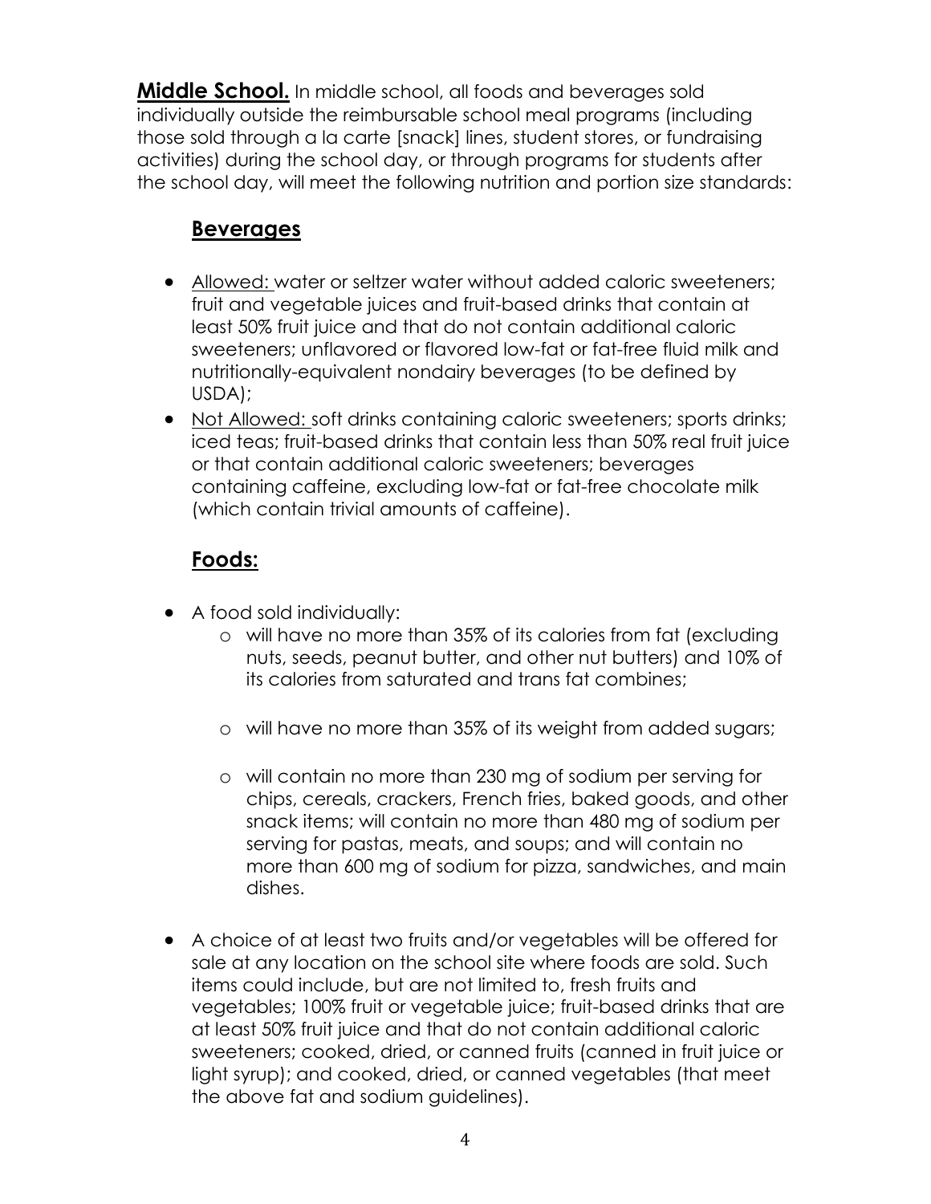**Middle School.** In middle school, all foods and beverages sold individually outside the reimbursable school meal programs (including those sold through a la carte [snack] lines, student stores, or fundraising activities) during the school day, or through programs for students after the school day, will meet the following nutrition and portion size standards:

## Beverages

- Allowed: water or seltzer water without added caloric sweeteners; fruit and vegetable juices and fruit-based drinks that contain at least 50% fruit juice and that do not contain additional caloric sweeteners; unflavored or flavored low-fat or fat-free fluid milk and nutritionally-equivalent nondairy beverages (to be defined by USDA);
- Not Allowed: soft drinks containing caloric sweeteners; sports drinks; iced teas; fruit-based drinks that contain less than 50% real fruit juice or that contain additional caloric sweeteners; beverages containing caffeine, excluding low-fat or fat-free chocolate milk (which contain trivial amounts of caffeine).

## Foods:

- A food sold individually:
  - will have no more than 35% of its calories from fat (excluding nuts, seeds, peanut butter, and other nut butters) and 10% of its calories from saturated and trans fat combines;
  - will have no more than 35% of its weight from added sugars;
  - will contain no more than 230 mg of sodium per serving for chips, cereals, crackers, French fries, baked goods, and other snack items; will contain no more than 480 mg of sodium per serving for pastas, meats, and soups; and will contain no more than 600 mg of sodium for pizza, sandwiches, and main dishes.
- A choice of at least two fruits and/or vegetables will be offered for sale at any location on the school site where foods are sold. Such items could include, but are not limited to, fresh fruits and vegetables; 100% fruit or vegetable juice; fruit-based drinks that are at least 50% fruit juice and that do not contain additional caloric sweeteners; cooked, dried, or canned fruits (canned in fruit juice or light syrup); and cooked, dried, or canned vegetables (that meet the above fat and sodium guidelines).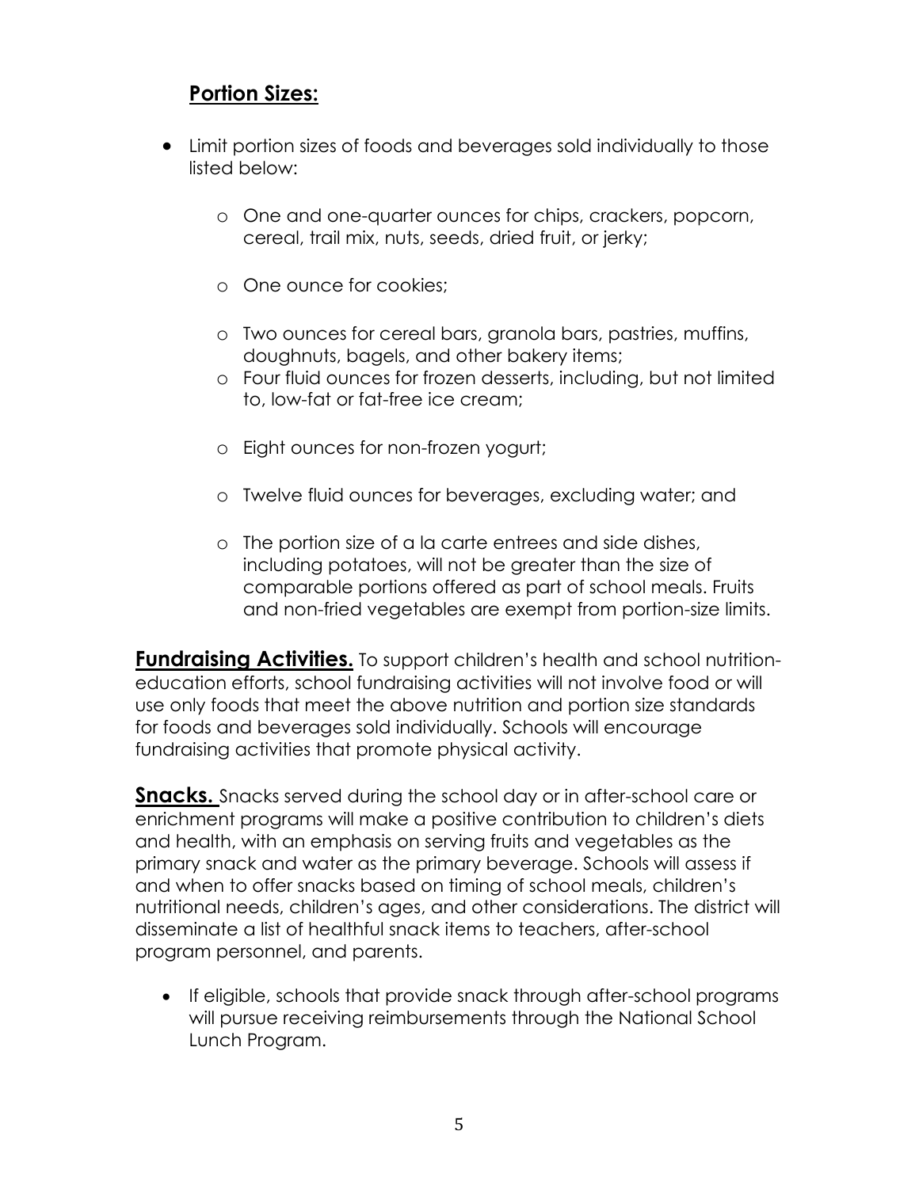## Portion Sizes:

- Limit portion sizes of foods and beverages sold individually to those listed below:
  - One and one-quarter ounces for chips, crackers, popcorn, cereal, trail mix, nuts, seeds, dried fruit, or jerky;
  - One ounce for cookies;
  - Two ounces for cereal bars, granola bars, pastries, muffins, doughnuts, bagels, and other bakery items;
  - Four fluid ounces for frozen desserts, including, but not limited to, low-fat or fat-free ice cream;
  - Eight ounces for non-frozen yogurt;
  - Twelve fluid ounces for beverages, excluding water; and
  - The portion size of a la carte entrees and side dishes, including potatoes, will not be greater than the size of comparable portions offered as part of school meals. Fruits and non-fried vegetables are exempt from portion-size limits.

**Fundraising Activities.** To support children's health and school nutrition-education efforts, school fundraising activities will not involve food or will use only foods that meet the above nutrition and portion size standards for foods and beverages sold individually. Schools will encourage fundraising activities that promote physical activity.

**Snacks.** Snacks served during the school day or in after-school care or enrichment programs will make a positive contribution to children's diets and health, with an emphasis on serving fruits and vegetables as the primary snack and water as the primary beverage. Schools will assess if and when to offer snacks based on timing of school meals, children's nutritional needs, children's ages, and other considerations. The district will disseminate a list of healthful snack items to teachers, after-school program personnel, and parents.

- If eligible, schools that provide snack through after-school programs will pursue receiving reimbursements through the National School Lunch Program.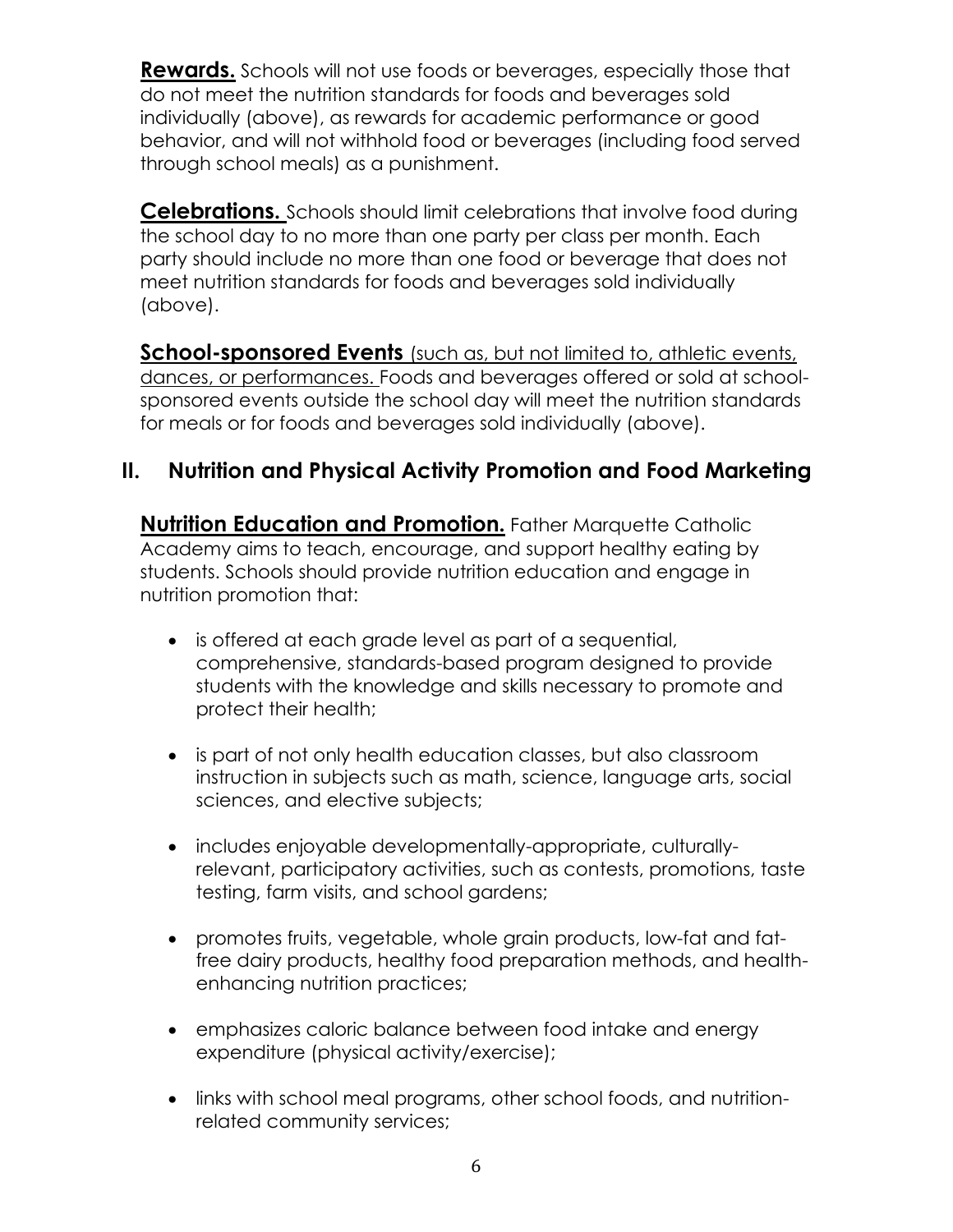**Rewards.** Schools will not use foods or beverages, especially those that do not meet the nutrition standards for foods and beverages sold individually (above), as rewards for academic performance or good behavior, and will not withhold food or beverages (including food served through school meals) as a punishment.

**Celebrations.** Schools should limit celebrations that involve food during the school day to no more than one party per class per month. Each party should include no more than one food or beverage that does not meet nutrition standards for foods and beverages sold individually (above).

**School-sponsored Events** (such as, but not limited to, athletic events, dances, or performances. Foods and beverages offered or sold at school-sponsored events outside the school day will meet the nutrition standards for meals or for foods and beverages sold individually (above).

## II. Nutrition and Physical Activity Promotion and Food Marketing

**Nutrition Education and Promotion.** Father Marquette Catholic Academy aims to teach, encourage, and support healthy eating by students. Schools should provide nutrition education and engage in nutrition promotion that:

- is offered at each grade level as part of a sequential, comprehensive, standards-based program designed to provide students with the knowledge and skills necessary to promote and protect their health;
- is part of not only health education classes, but also classroom instruction in subjects such as math, science, language arts, social sciences, and elective subjects;
- includes enjoyable developmentally-appropriate, culturally-relevant, participatory activities, such as contests, promotions, taste testing, farm visits, and school gardens;
- promotes fruits, vegetable, whole grain products, low-fat and fat-free dairy products, healthy food preparation methods, and health-enhancing nutrition practices;
- emphasizes caloric balance between food intake and energy expenditure (physical activity/exercise);
- links with school meal programs, other school foods, and nutrition-related community services;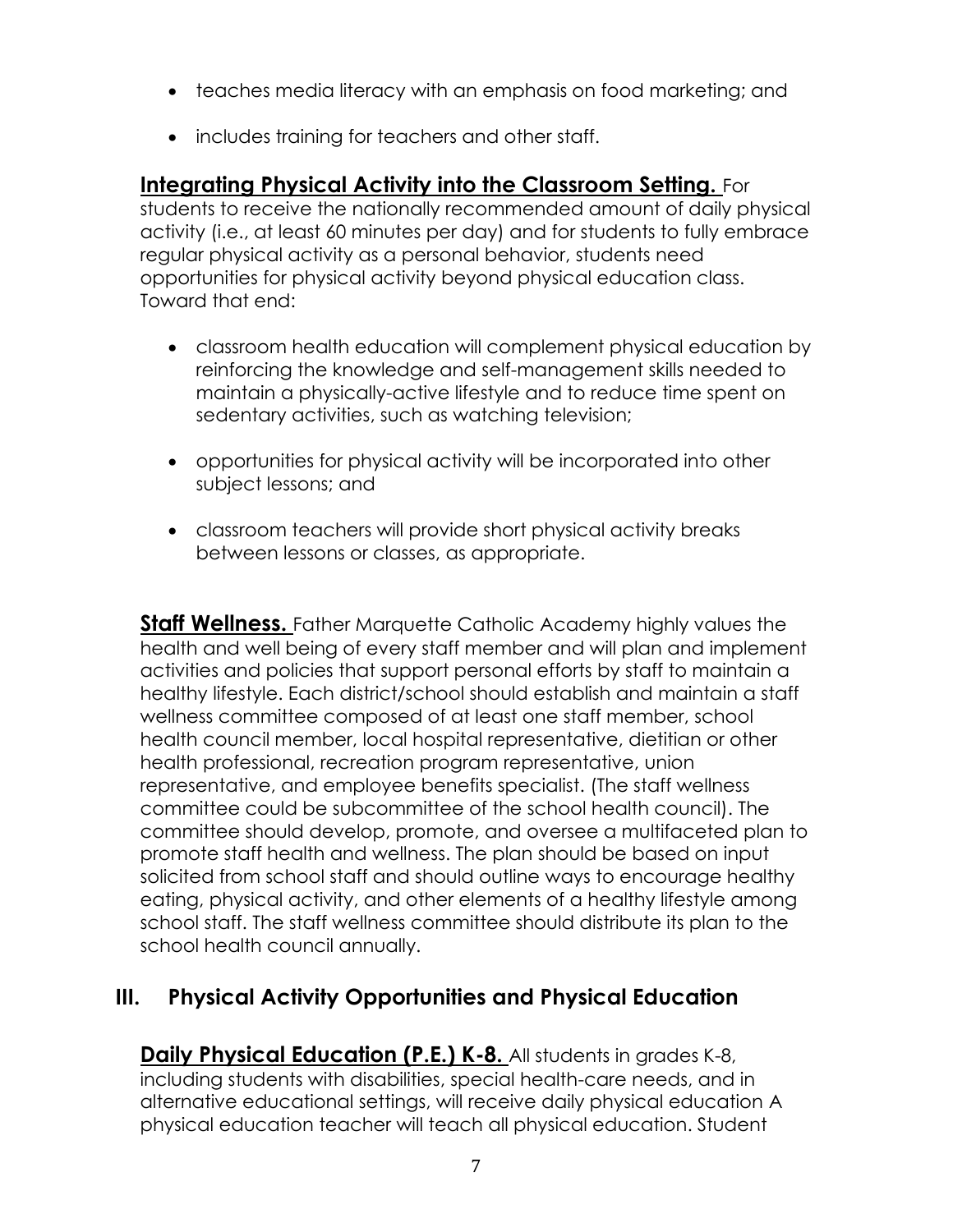- teaches media literacy with an emphasis on food marketing; and
- includes training for teachers and other staff.

**Integrating Physical Activity into the Classroom Setting.** For students to receive the nationally recommended amount of daily physical activity (i.e., at least 60 minutes per day) and for students to fully embrace regular physical activity as a personal behavior, students need opportunities for physical activity beyond physical education class. Toward that end:

- classroom health education will complement physical education by reinforcing the knowledge and self-management skills needed to maintain a physically-active lifestyle and to reduce time spent on sedentary activities, such as watching television;
- opportunities for physical activity will be incorporated into other subject lessons; and
- classroom teachers will provide short physical activity breaks between lessons or classes, as appropriate.

**Staff Wellness.** Father Marquette Catholic Academy highly values the health and well being of every staff member and will plan and implement activities and policies that support personal efforts by staff to maintain a healthy lifestyle. Each district/school should establish and maintain a staff wellness committee composed of at least one staff member, school health council member, local hospital representative, dietitian or other health professional, recreation program representative, union representative, and employee benefits specialist. (The staff wellness committee could be subcommittee of the school health council). The committee should develop, promote, and oversee a multifaceted plan to promote staff health and wellness. The plan should be based on input solicited from school staff and should outline ways to encourage healthy eating, physical activity, and other elements of a healthy lifestyle among school staff. The staff wellness committee should distribute its plan to the school health council annually.

## III. Physical Activity Opportunities and Physical Education

**Daily Physical Education (P.E.) K-8.** All students in grades K-8, including students with disabilities, special health-care needs, and in alternative educational settings, will receive daily physical education A physical education teacher will teach all physical education. Student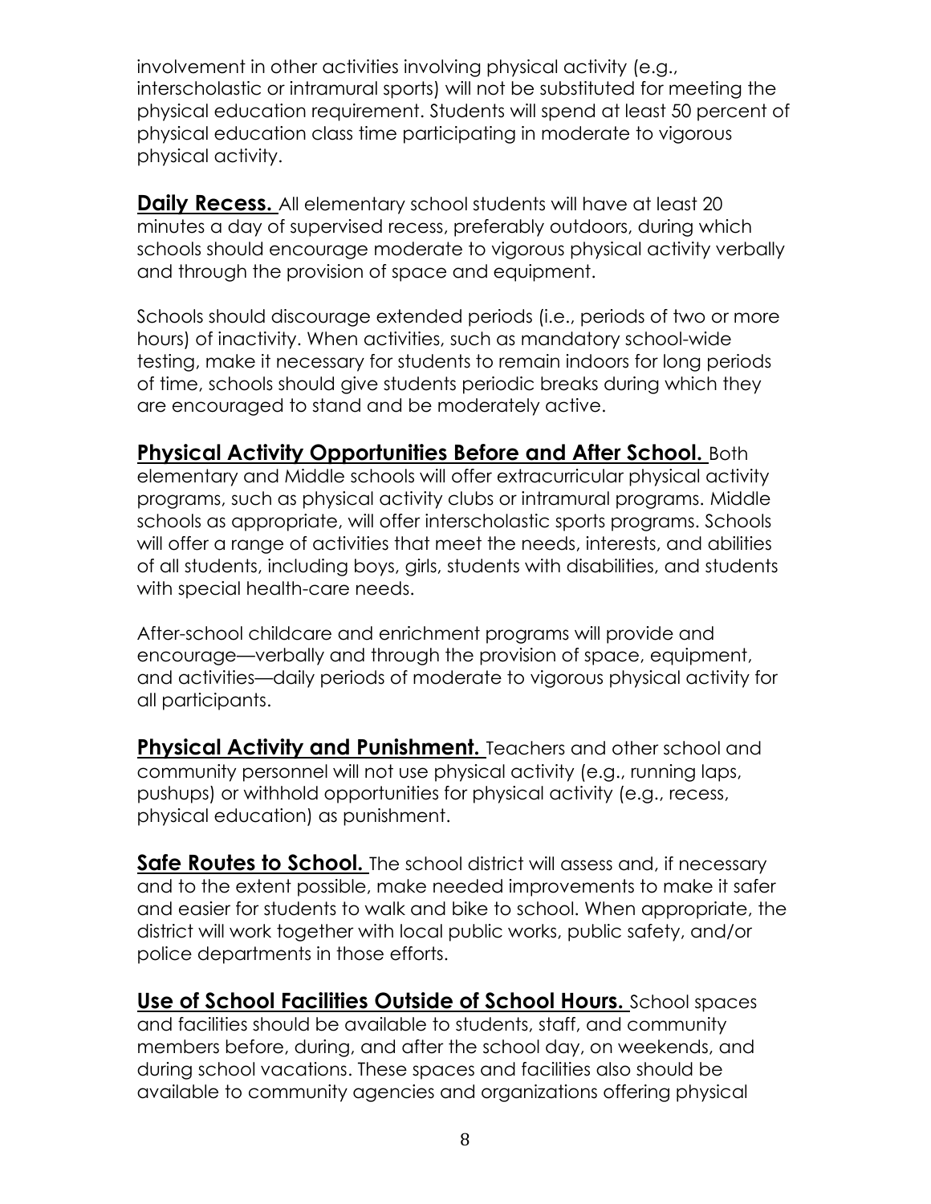involvement in other activities involving physical activity (e.g., interscholastic or intramural sports) will not be substituted for meeting the physical education requirement. Students will spend at least 50 percent of physical education class time participating in moderate to vigorous physical activity.

**Daily Recess.** All elementary school students will have at least 20 minutes a day of supervised recess, preferably outdoors, during which schools should encourage moderate to vigorous physical activity verbally and through the provision of space and equipment.

Schools should discourage extended periods (i.e., periods of two or more hours) of inactivity. When activities, such as mandatory school-wide testing, make it necessary for students to remain indoors for long periods of time, schools should give students periodic breaks during which they are encouraged to stand and be moderately active.

**Physical Activity Opportunities Before and After School.** Both elementary and Middle schools will offer extracurricular physical activity programs, such as physical activity clubs or intramural programs. Middle schools as appropriate, will offer interscholastic sports programs. Schools will offer a range of activities that meet the needs, interests, and abilities of all students, including boys, girls, students with disabilities, and students with special health-care needs.

After-school childcare and enrichment programs will provide and encourage—verbally and through the provision of space, equipment, and activities—daily periods of moderate to vigorous physical activity for all participants.

**Physical Activity and Punishment.** Teachers and other school and community personnel will not use physical activity (e.g., running laps, pushups) or withhold opportunities for physical activity (e.g., recess, physical education) as punishment.

**Safe Routes to School.** The school district will assess and, if necessary and to the extent possible, make needed improvements to make it safer and easier for students to walk and bike to school. When appropriate, the district will work together with local public works, public safety, and/or police departments in those efforts.

**Use of School Facilities Outside of School Hours.** School spaces and facilities should be available to students, staff, and community members before, during, and after the school day, on weekends, and during school vacations. These spaces and facilities also should be available to community agencies and organizations offering physical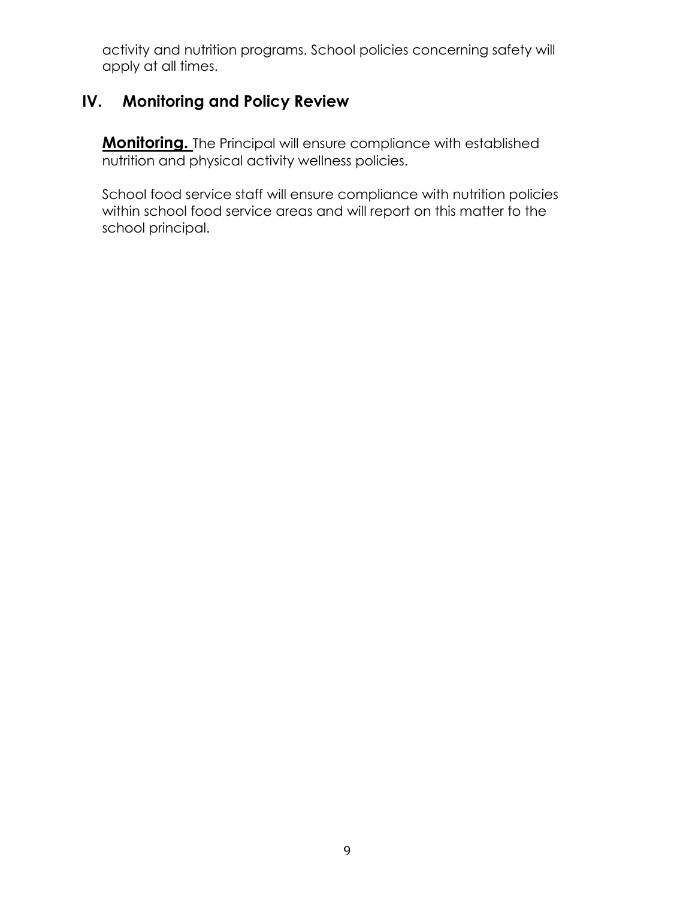activity and nutrition programs. School policies concerning safety will apply at all times.

## IV. Monitoring and Policy Review

**Monitoring.** The Principal will ensure compliance with established nutrition and physical activity wellness policies.

School food service staff will ensure compliance with nutrition policies within school food service areas and will report on this matter to the school principal.